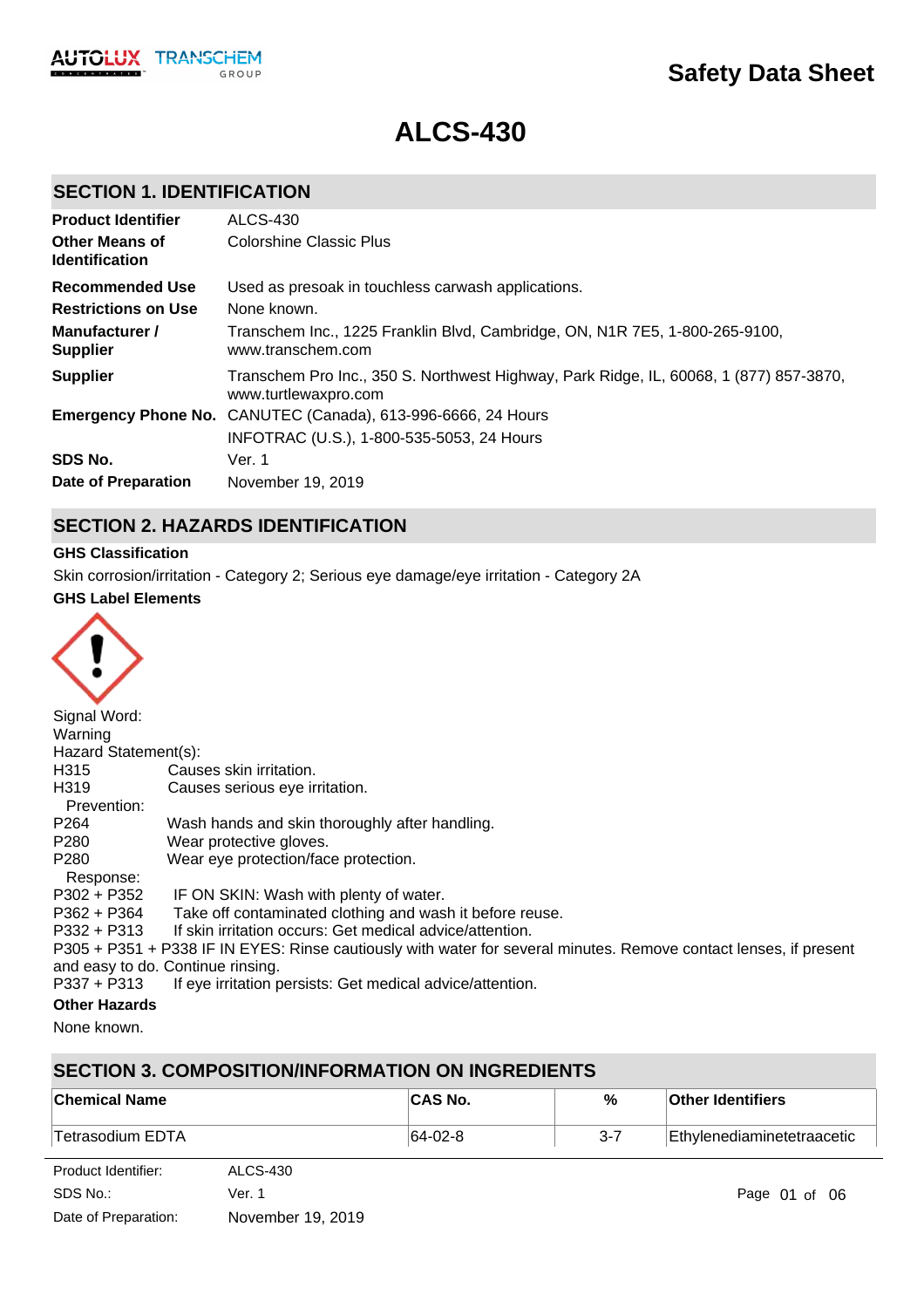Safety Data Sheet

# ALCS-430

## SECTION 1. IDENTIFICATION

| | |
|---|---|
| **Product Identifier** | ALCS-430 |
| **Other Means of Identification** | Colorshine Classic Plus |
| **Recommended Use** | Used as presoak in touchless carwash applications. |
| **Restrictions on Use** | None known. |
| **Manufacturer / Supplier** | Transchem Inc., 1225 Franklin Blvd, Cambridge, ON, N1R 7E5, 1-800-265-9100, www.transchem.com |
| **Supplier** | Transchem Pro Inc., 350 S. Northwest Highway, Park Ridge, IL, 60068, 1 (877) 857-3870, www.turtlewaxpro.com |
| **Emergency Phone No.** | CANUTEC (Canada), 613-996-6666, 24 Hours<br>INFOTRAC (U.S.), 1-800-535-5053, 24 Hours |
| **SDS No.** | Ver. 1 |
| **Date of Preparation** | November 19, 2019 |

## SECTION 2. HAZARDS IDENTIFICATION

**GHS Classification**

Skin corrosion/irritation - Category 2; Serious eye damage/eye irritation - Category 2A

**GHS Label Elements**

Signal Word:
Warning

Hazard Statement(s):

H315 Causes skin irritation.
H319 Causes serious eye irritation.

Prevention:

P264 Wash hands and skin thoroughly after handling.
P280 Wear protective gloves.
P280 Wear eye protection/face protection.

Response:

P302 + P352 IF ON SKIN: Wash with plenty of water.
P362 + P364 Take off contaminated clothing and wash it before reuse.
P332 + P313 If skin irritation occurs: Get medical advice/attention.
P305 + P351 + P338 IF IN EYES: Rinse cautiously with water for several minutes. Remove contact lenses, if present and easy to do. Continue rinsing.
P337 + P313 If eye irritation persists: Get medical advice/attention.

**Other Hazards**

None known.

## SECTION 3. COMPOSITION/INFORMATION ON INGREDIENTS

| Chemical Name | CAS No. | % | Other Identifiers |
|---|---|---|---|
| Tetrasodium EDTA | 64-02-8 | 3-7 | Ethylenediaminetetraacetic |

Product Identifier: ALCS-430
SDS No.: Ver. 1
Date of Preparation: November 19, 2019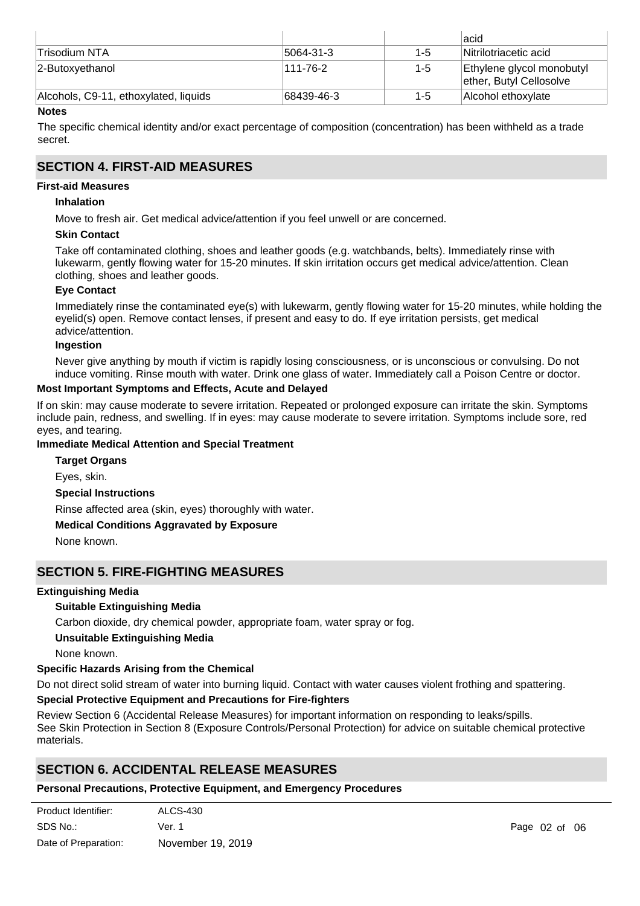|  |  |  | acid |
| --- | --- | --- | --- |
| Trisodium NTA | 5064-31-3 | 1-5 | Nitrilotriacetic acid |
| 2-Butoxyethanol | 111-76-2 | 1-5 | Ethylene glycol monobutyl ether, Butyl Cellosolve |
| Alcohols, C9-11, ethoxylated, liquids | 68439-46-3 | 1-5 | Alcohol ethoxylate |

**Notes**

The specific chemical identity and/or exact percentage of composition (concentration) has been withheld as a trade secret.

## SECTION 4. FIRST-AID MEASURES

**First-aid Measures**

**Inhalation**

Move to fresh air. Get medical advice/attention if you feel unwell or are concerned.

**Skin Contact**

Take off contaminated clothing, shoes and leather goods (e.g. watchbands, belts). Immediately rinse with lukewarm, gently flowing water for 15-20 minutes. If skin irritation occurs get medical advice/attention. Clean clothing, shoes and leather goods.

**Eye Contact**

Immediately rinse the contaminated eye(s) with lukewarm, gently flowing water for 15-20 minutes, while holding the eyelid(s) open. Remove contact lenses, if present and easy to do. If eye irritation persists, get medical advice/attention.

**Ingestion**

Never give anything by mouth if victim is rapidly losing consciousness, or is unconscious or convulsing. Do not induce vomiting. Rinse mouth with water. Drink one glass of water. Immediately call a Poison Centre or doctor.

**Most Important Symptoms and Effects, Acute and Delayed**

If on skin: may cause moderate to severe irritation. Repeated or prolonged exposure can irritate the skin. Symptoms include pain, redness, and swelling. If in eyes: may cause moderate to severe irritation. Symptoms include sore, red eyes, and tearing.

**Immediate Medical Attention and Special Treatment**

**Target Organs**

Eyes, skin.

**Special Instructions**

Rinse affected area (skin, eyes) thoroughly with water.

**Medical Conditions Aggravated by Exposure**

None known.

## SECTION 5. FIRE-FIGHTING MEASURES

**Extinguishing Media**

**Suitable Extinguishing Media**

Carbon dioxide, dry chemical powder, appropriate foam, water spray or fog.

**Unsuitable Extinguishing Media**

None known.

**Specific Hazards Arising from the Chemical**

Do not direct solid stream of water into burning liquid. Contact with water causes violent frothing and spattering.

**Special Protective Equipment and Precautions for Fire-fighters**

Review Section 6 (Accidental Release Measures) for important information on responding to leaks/spills.
See Skin Protection in Section 8 (Exposure Controls/Personal Protection) for advice on suitable chemical protective materials.

## SECTION 6. ACCIDENTAL RELEASE MEASURES

**Personal Precautions, Protective Equipment, and Emergency Procedures**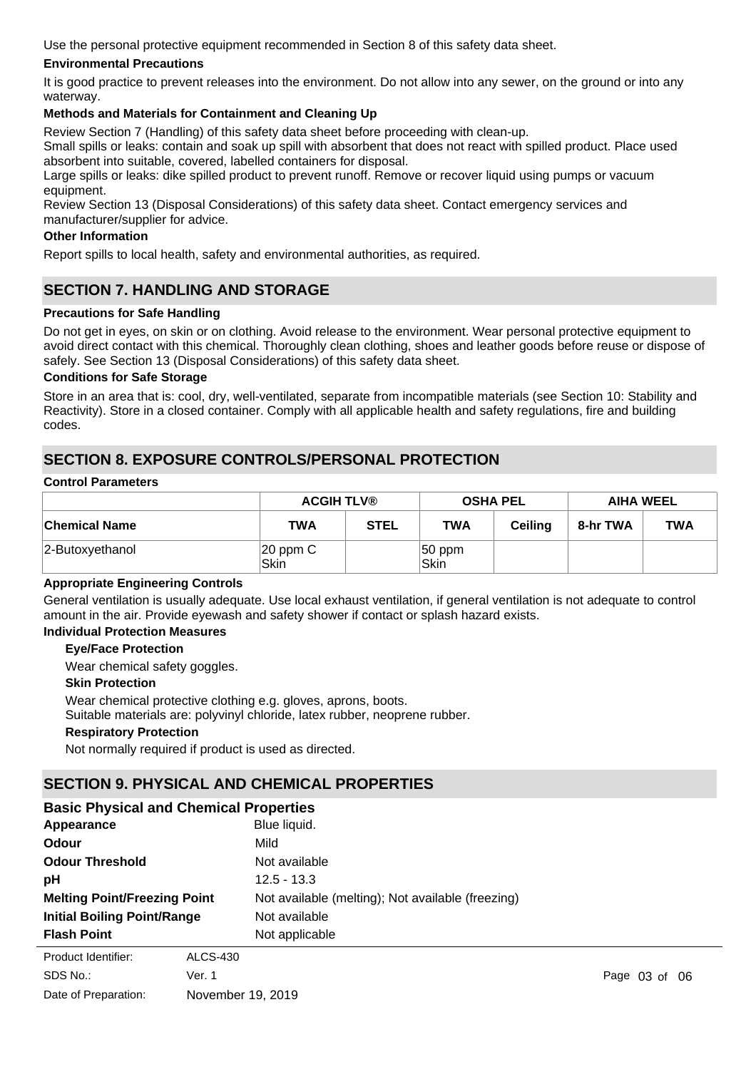Use the personal protective equipment recommended in Section 8 of this safety data sheet.

**Environmental Precautions**

It is good practice to prevent releases into the environment. Do not allow into any sewer, on the ground or into any waterway.

**Methods and Materials for Containment and Cleaning Up**

Review Section 7 (Handling) of this safety data sheet before proceeding with clean-up.
Small spills or leaks: contain and soak up spill with absorbent that does not react with spilled product. Place used absorbent into suitable, covered, labelled containers for disposal.
Large spills or leaks: dike spilled product to prevent runoff. Remove or recover liquid using pumps or vacuum equipment.
Review Section 13 (Disposal Considerations) of this safety data sheet. Contact emergency services and manufacturer/supplier for advice.

**Other Information**

Report spills to local health, safety and environmental authorities, as required.

## SECTION 7. HANDLING AND STORAGE

**Precautions for Safe Handling**

Do not get in eyes, on skin or on clothing. Avoid release to the environment. Wear personal protective equipment to avoid direct contact with this chemical. Thoroughly clean clothing, shoes and leather goods before reuse or dispose of safely. See Section 13 (Disposal Considerations) of this safety data sheet.

**Conditions for Safe Storage**

Store in an area that is: cool, dry, well-ventilated, separate from incompatible materials (see Section 10: Stability and Reactivity). Store in a closed container. Comply with all applicable health and safety regulations, fire and building codes.

## SECTION 8. EXPOSURE CONTROLS/PERSONAL PROTECTION

**Control Parameters**

| | ACGIH TLV® | | OSHA PEL | | AIHA WEEL | |
|---|---|---|---|---|---|---|
| **Chemical Name** | **TWA** | **STEL** | **TWA** | **Ceiling** | **8-hr TWA** | **TWA** |
| 2-Butoxyethanol | 20 ppm C Skin | | 50 ppm Skin | | | |

**Appropriate Engineering Controls**

General ventilation is usually adequate. Use local exhaust ventilation, if general ventilation is not adequate to control amount in the air. Provide eyewash and safety shower if contact or splash hazard exists.

**Individual Protection Measures**

**Eye/Face Protection**

Wear chemical safety goggles.

**Skin Protection**

Wear chemical protective clothing e.g. gloves, aprons, boots.
Suitable materials are: polyvinyl chloride, latex rubber, neoprene rubber.

**Respiratory Protection**

Not normally required if product is used as directed.

## SECTION 9. PHYSICAL AND CHEMICAL PROPERTIES

### Basic Physical and Chemical Properties

| | |
|---|---|
| **Appearance** | Blue liquid. |
| **Odour** | Mild |
| **Odour Threshold** | Not available |
| **pH** | 12.5 - 13.3 |
| **Melting Point/Freezing Point** | Not available (melting); Not available (freezing) |
| **Initial Boiling Point/Range** | Not available |
| **Flash Point** | Not applicable |

Product Identifier: ALCS-430
SDS No.: Ver. 1
Date of Preparation: November 19, 2019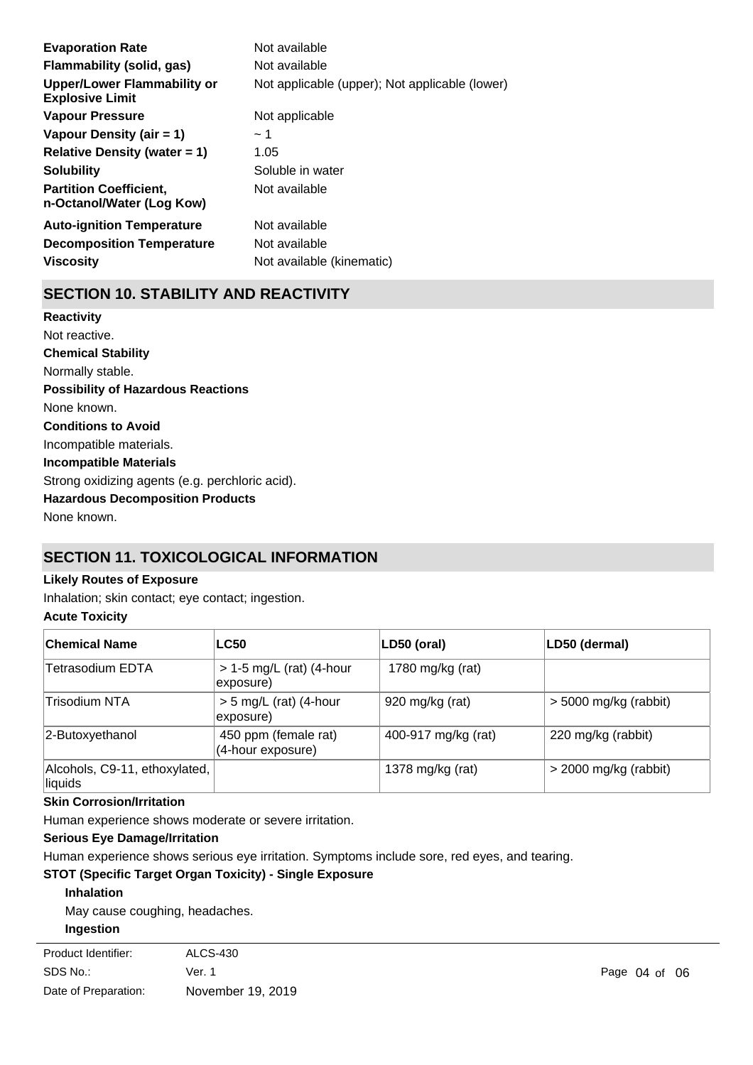| | |
|---|---|
| **Evaporation Rate** | Not available |
| **Flammability (solid, gas)** | Not available |
| **Upper/Lower Flammability or Explosive Limit** | Not applicable (upper); Not applicable (lower) |
| **Vapour Pressure** | Not applicable |
| **Vapour Density (air = 1)** | ~ 1 |
| **Relative Density (water = 1)** | 1.05 |
| **Solubility** | Soluble in water |
| **Partition Coefficient, n-Octanol/Water (Log Kow)** | Not available |
| **Auto-ignition Temperature** | Not available |
| **Decomposition Temperature** | Not available |
| **Viscosity** | Not available (kinematic) |

## SECTION 10. STABILITY AND REACTIVITY

**Reactivity**

Not reactive.

**Chemical Stability**

Normally stable.

**Possibility of Hazardous Reactions**

None known.

**Conditions to Avoid**

Incompatible materials.

**Incompatible Materials**

Strong oxidizing agents (e.g. perchloric acid).

**Hazardous Decomposition Products**

None known.

## SECTION 11. TOXICOLOGICAL INFORMATION

**Likely Routes of Exposure**

Inhalation; skin contact; eye contact; ingestion.

**Acute Toxicity**

| Chemical Name | LC50 | LD50 (oral) | LD50 (dermal) |
|---|---|---|---|
| Tetrasodium EDTA | > 1-5 mg/L (rat) (4-hour exposure) | 1780 mg/kg (rat) | |
| Trisodium NTA | > 5 mg/L (rat) (4-hour exposure) | 920 mg/kg (rat) | > 5000 mg/kg (rabbit) |
| 2-Butoxyethanol | 450 ppm (female rat) (4-hour exposure) | 400-917 mg/kg (rat) | 220 mg/kg (rabbit) |
| Alcohols, C9-11, ethoxylated, liquids | | 1378 mg/kg (rat) | > 2000 mg/kg (rabbit) |

**Skin Corrosion/Irritation**

Human experience shows moderate or severe irritation.

**Serious Eye Damage/Irritation**

Human experience shows serious eye irritation. Symptoms include sore, red eyes, and tearing.

**STOT (Specific Target Organ Toxicity) - Single Exposure**

**Inhalation**

May cause coughing, headaches.

**Ingestion**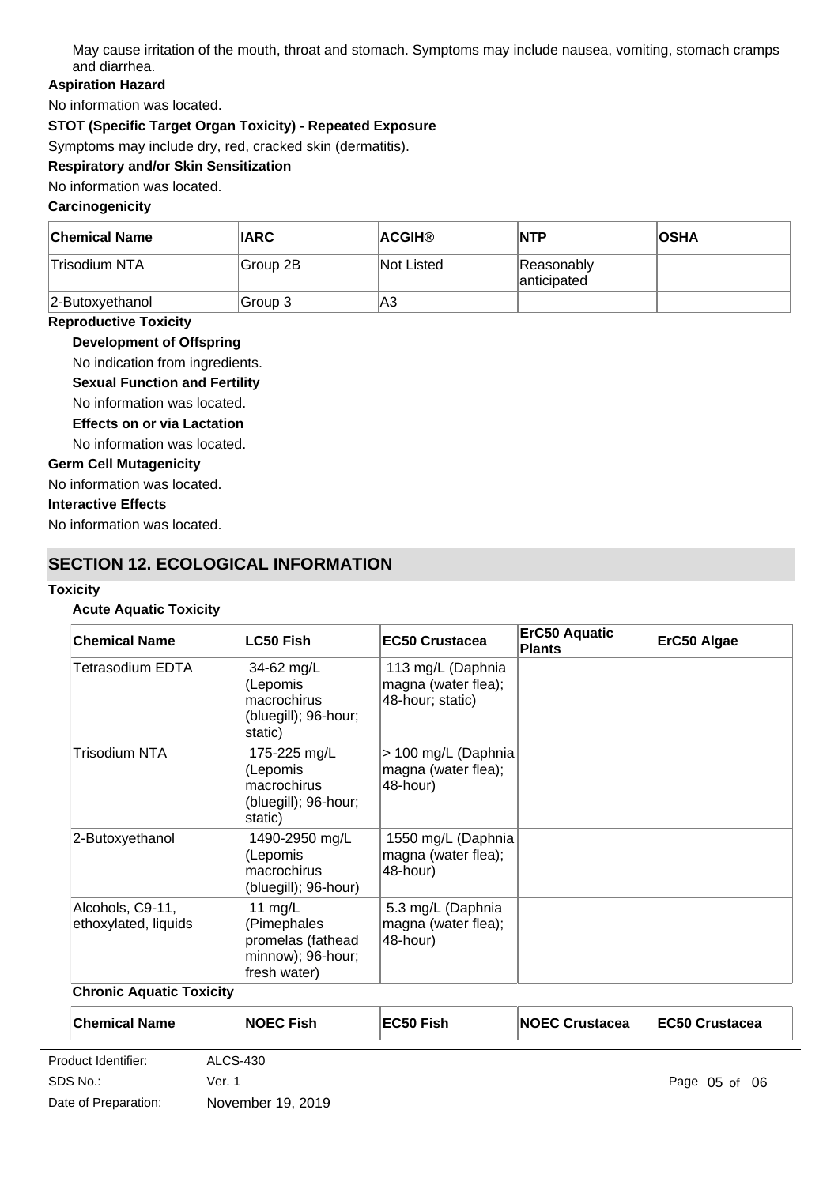May cause irritation of the mouth, throat and stomach. Symptoms may include nausea, vomiting, stomach cramps and diarrhea.

**Aspiration Hazard**

No information was located.

**STOT (Specific Target Organ Toxicity) - Repeated Exposure**

Symptoms may include dry, red, cracked skin (dermatitis).

**Respiratory and/or Skin Sensitization**

No information was located.

**Carcinogenicity**

| Chemical Name | IARC | ACGIH® | NTP | OSHA |
|---|---|---|---|---|
| Trisodium NTA | Group 2B | Not Listed | Reasonably anticipated | |
| 2-Butoxyethanol | Group 3 | A3 | | |

**Reproductive Toxicity**

**Development of Offspring**

No indication from ingredients.

**Sexual Function and Fertility**

No information was located.

**Effects on or via Lactation**

No information was located.

**Germ Cell Mutagenicity**

No information was located.

**Interactive Effects**

No information was located.

## SECTION 12. ECOLOGICAL INFORMATION

**Toxicity**

**Acute Aquatic Toxicity**

| Chemical Name | LC50 Fish | EC50 Crustacea | ErC50 Aquatic Plants | ErC50 Algae |
|---|---|---|---|---|
| Tetrasodium EDTA | 34-62 mg/L (Lepomis macrochirus (bluegill); 96-hour; static) | 113 mg/L (Daphnia magna (water flea); 48-hour; static) | | |
| Trisodium NTA | 175-225 mg/L (Lepomis macrochirus (bluegill); 96-hour; static) | > 100 mg/L (Daphnia magna (water flea); 48-hour) | | |
| 2-Butoxyethanol | 1490-2950 mg/L (Lepomis macrochirus (bluegill); 96-hour) | 1550 mg/L (Daphnia magna (water flea); 48-hour) | | |
| Alcohols, C9-11, ethoxylated, liquids | 11 mg/L (Pimephales promelas (fathead minnow); 96-hour; fresh water) | 5.3 mg/L (Daphnia magna (water flea); 48-hour) | | |

**Chronic Aquatic Toxicity**

| Chemical Name | NOEC Fish | EC50 Fish | NOEC Crustacea | EC50 Crustacea |
|---|---|---|---|---|

Product Identifier: ALCS-430

SDS No.: Ver. 1

Date of Preparation: November 19, 2019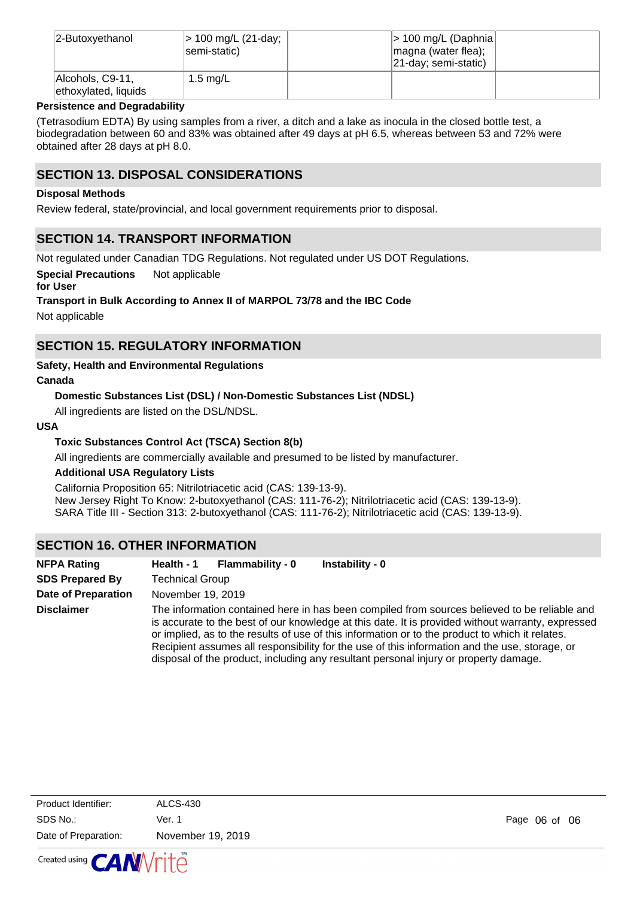| | | | | |
|---|---|---|---|---|
| 2-Butoxyethanol | > 100 mg/L (21-day; semi-static) | | > 100 mg/L (Daphnia magna (water flea); 21-day; semi-static) | |
| Alcohols, C9-11, ethoxylated, liquids | 1.5 mg/L | | | |

**Persistence and Degradability**

(Tetrasodium EDTA) By using samples from a river, a ditch and a lake as inocula in the closed bottle test, a biodegradation between 60 and 83% was obtained after 49 days at pH 6.5, whereas between 53 and 72% were obtained after 28 days at pH 8.0.

## SECTION 13. DISPOSAL CONSIDERATIONS

**Disposal Methods**

Review federal, state/provincial, and local government requirements prior to disposal.

## SECTION 14. TRANSPORT INFORMATION

Not regulated under Canadian TDG Regulations. Not regulated under US DOT Regulations.

**Special Precautions for User** Not applicable

**Transport in Bulk According to Annex II of MARPOL 73/78 and the IBC Code**

Not applicable

## SECTION 15. REGULATORY INFORMATION

**Safety, Health and Environmental Regulations**

**Canada**

**Domestic Substances List (DSL) / Non-Domestic Substances List (NDSL)**

All ingredients are listed on the DSL/NDSL.

**USA**

**Toxic Substances Control Act (TSCA) Section 8(b)**

All ingredients are commercially available and presumed to be listed by manufacturer.

**Additional USA Regulatory Lists**

California Proposition 65: Nitrilotriacetic acid (CAS: 139-13-9).
New Jersey Right To Know: 2-butoxyethanol (CAS: 111-76-2); Nitrilotriacetic acid (CAS: 139-13-9).
SARA Title III - Section 313: 2-butoxyethanol (CAS: 111-76-2); Nitrilotriacetic acid (CAS: 139-13-9).

## SECTION 16. OTHER INFORMATION

**NFPA Rating** **Health - 1** **Flammability - 0** **Instability - 0**

**SDS Prepared By** Technical Group

**Date of Preparation** November 19, 2019

**Disclaimer** The information contained here in has been compiled from sources believed to be reliable and is accurate to the best of our knowledge at this date. It is provided without warranty, expressed or implied, as to the results of use of this information or to the product to which it relates. Recipient assumes all responsibility for the use of this information and the use, storage, or disposal of the product, including any resultant personal injury or property damage.

Product Identifier: ALCS-430
SDS No.: Ver. 1
Date of Preparation: November 19, 2019

Created using CANWrite™